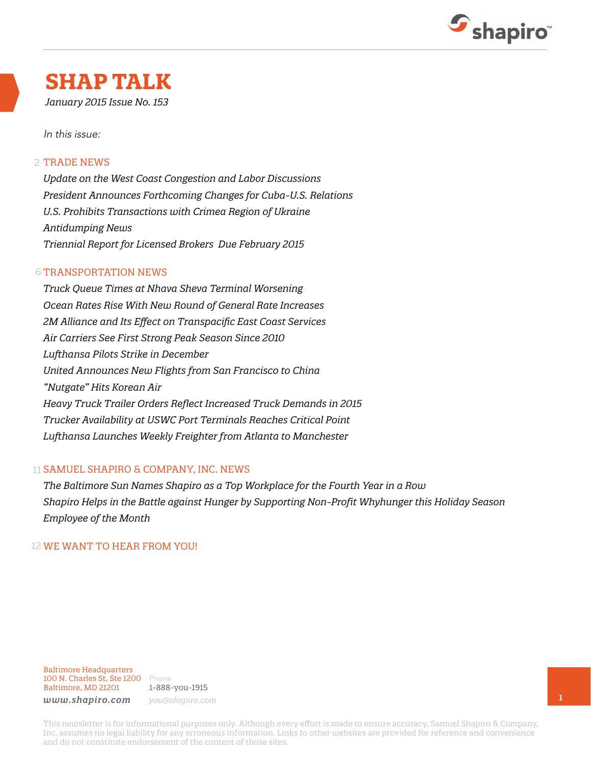# SHAP TALK

*January 2015 Issue No. 153*

*In this issue:*

## 2 TRADE NEWS

*Update on the West Coast Congestion and Labor Discussions*
*President Announces Forthcoming Changes for Cuba-U.S. Relations*
*U.S. Prohibits Transactions with Crimea Region of Ukraine*
*Antidumping News*
*Triennial Report for Licensed Brokers Due February 2015*

## 6 TRANSPORTATION NEWS

*Truck Queue Times at Nhava Sheva Terminal Worsening*
*Ocean Rates Rise With New Round of General Rate Increases*
*2M Alliance and Its Effect on Transpacific East Coast Services*
*Air Carriers See First Strong Peak Season Since 2010*
*Lufthansa Pilots Strike in December*
*United Announces New Flights from San Francisco to China*
*"Nutgate" Hits Korean Air*
*Heavy Truck Trailer Orders Reflect Increased Truck Demands in 2015*
*Trucker Availability at USWC Port Terminals Reaches Critical Point*
*Lufthansa Launches Weekly Freighter from Atlanta to Manchester*

## 11 SAMUEL SHAPIRO & COMPANY, INC. NEWS

*The Baltimore Sun Names Shapiro as a Top Workplace for the Fourth Year in a Row*
*Shapiro Helps in the Battle against Hunger by Supporting Non-Profit Whyhunger this Holiday Season*
*Employee of the Month*

## 12 WE WANT TO HEAR FROM YOU!

Baltimore Headquarters
100 N. Charles St, Ste 1200
Baltimore, MD 21201

Phone
1-888-you-1915

*www.shapiro.com*
*you@shapiro.com*

This newsletter is for informational purposes only. Although every effort is made to ensure accuracy, Samuel Shapiro & Company, Inc. assumes no legal liability for any erroneous information. Links to other websites are provided for reference and convenience and do not constitute endorsement of the content of those sites.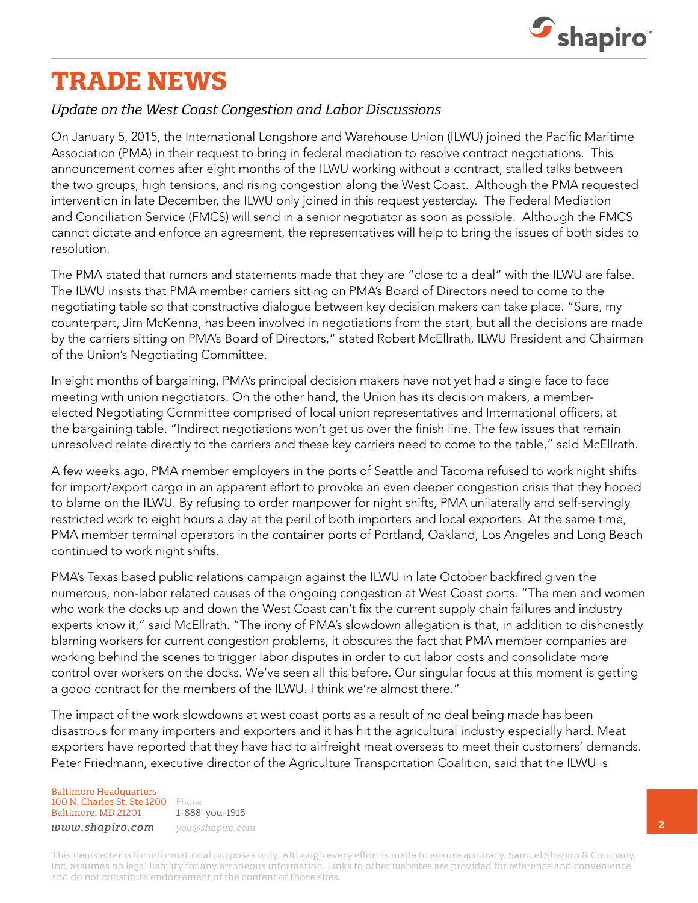# TRADE NEWS

*Update on the West Coast Congestion and Labor Discussions*

On January 5, 2015, the International Longshore and Warehouse Union (ILWU) joined the Pacific Maritime Association (PMA) in their request to bring in federal mediation to resolve contract negotiations. This announcement comes after eight months of the ILWU working without a contract, stalled talks between the two groups, high tensions, and rising congestion along the West Coast. Although the PMA requested intervention in late December, the ILWU only joined in this request yesterday. The Federal Mediation and Conciliation Service (FMCS) will send in a senior negotiator as soon as possible. Although the FMCS cannot dictate and enforce an agreement, the representatives will help to bring the issues of both sides to resolution.

The PMA stated that rumors and statements made that they are "close to a deal" with the ILWU are false. The ILWU insists that PMA member carriers sitting on PMA's Board of Directors need to come to the negotiating table so that constructive dialogue between key decision makers can take place. "Sure, my counterpart, Jim McKenna, has been involved in negotiations from the start, but all the decisions are made by the carriers sitting on PMA's Board of Directors," stated Robert McEllrath, ILWU President and Chairman of the Union's Negotiating Committee.

In eight months of bargaining, PMA's principal decision makers have not yet had a single face to face meeting with union negotiators. On the other hand, the Union has its decision makers, a member-elected Negotiating Committee comprised of local union representatives and International officers, at the bargaining table. "Indirect negotiations won't get us over the finish line. The few issues that remain unresolved relate directly to the carriers and these key carriers need to come to the table," said McEllrath.

A few weeks ago, PMA member employers in the ports of Seattle and Tacoma refused to work night shifts for import/export cargo in an apparent effort to provoke an even deeper congestion crisis that they hoped to blame on the ILWU. By refusing to order manpower for night shifts, PMA unilaterally and self-servingly restricted work to eight hours a day at the peril of both importers and local exporters. At the same time, PMA member terminal operators in the container ports of Portland, Oakland, Los Angeles and Long Beach continued to work night shifts.

PMA's Texas based public relations campaign against the ILWU in late October backfired given the numerous, non-labor related causes of the ongoing congestion at West Coast ports. "The men and women who work the docks up and down the West Coast can't fix the current supply chain failures and industry experts know it," said McEllrath. "The irony of PMA's slowdown allegation is that, in addition to dishonestly blaming workers for current congestion problems, it obscures the fact that PMA member companies are working behind the scenes to trigger labor disputes in order to cut labor costs and consolidate more control over workers on the docks. We've seen all this before. Our singular focus at this moment is getting a good contract for the members of the ILWU. I think we're almost there."

The impact of the work slowdowns at west coast ports as a result of no deal being made has been disastrous for many importers and exporters and it has hit the agricultural industry especially hard. Meat exporters have reported that they have had to airfreight meat overseas to meet their customers' demands. Peter Friedmann, executive director of the Agriculture Transportation Coalition, said that the ILWU is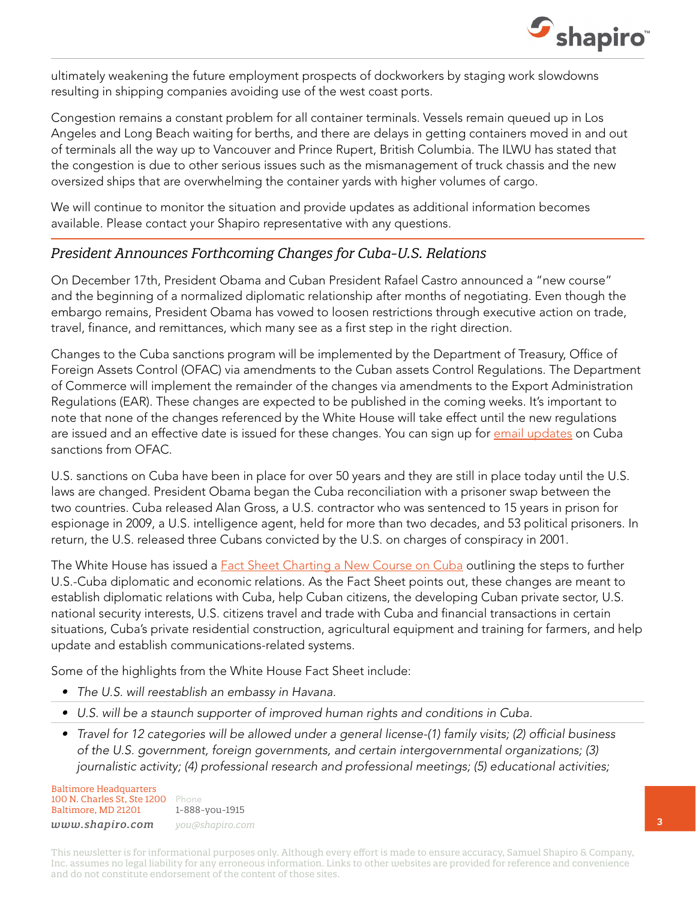ultimately weakening the future employment prospects of dockworkers by staging work slowdowns resulting in shipping companies avoiding use of the west coast ports.

Congestion remains a constant problem for all container terminals. Vessels remain queued up in Los Angeles and Long Beach waiting for berths, and there are delays in getting containers moved in and out of terminals all the way up to Vancouver and Prince Rupert, British Columbia. The ILWU has stated that the congestion is due to other serious issues such as the mismanagement of truck chassis and the new oversized ships that are overwhelming the container yards with higher volumes of cargo.

We will continue to monitor the situation and provide updates as additional information becomes available. Please contact your Shapiro representative with any questions.

## *President Announces Forthcoming Changes for Cuba-U.S. Relations*

On December 17th, President Obama and Cuban President Rafael Castro announced a "new course" and the beginning of a normalized diplomatic relationship after months of negotiating. Even though the embargo remains, President Obama has vowed to loosen restrictions through executive action on trade, travel, finance, and remittances, which many see as a first step in the right direction.

Changes to the Cuba sanctions program will be implemented by the Department of Treasury, Office of Foreign Assets Control (OFAC) via amendments to the Cuban assets Control Regulations. The Department of Commerce will implement the remainder of the changes via amendments to the Export Administration Regulations (EAR). These changes are expected to be published in the coming weeks. It's important to note that none of the changes referenced by the White House will take effect until the new regulations are issued and an effective date is issued for these changes. You can sign up for email updates on Cuba sanctions from OFAC.

U.S. sanctions on Cuba have been in place for over 50 years and they are still in place today until the U.S. laws are changed. President Obama began the Cuba reconciliation with a prisoner swap between the two countries. Cuba released Alan Gross, a U.S. contractor who was sentenced to 15 years in prison for espionage in 2009, a U.S. intelligence agent, held for more than two decades, and 53 political prisoners. In return, the U.S. released three Cubans convicted by the U.S. on charges of conspiracy in 2001.

The White House has issued a Fact Sheet Charting a New Course on Cuba outlining the steps to further U.S.-Cuba diplomatic and economic relations. As the Fact Sheet points out, these changes are meant to establish diplomatic relations with Cuba, help Cuban citizens, the developing Cuban private sector, U.S. national security interests, U.S. citizens travel and trade with Cuba and financial transactions in certain situations, Cuba's private residential construction, agricultural equipment and training for farmers, and help update and establish communications-related systems.

Some of the highlights from the White House Fact Sheet include:

- *The U.S. will reestablish an embassy in Havana.*
- *U.S. will be a staunch supporter of improved human rights and conditions in Cuba.*
- *Travel for 12 categories will be allowed under a general license-(1) family visits; (2) official business of the U.S. government, foreign governments, and certain intergovernmental organizations; (3) journalistic activity; (4) professional research and professional meetings; (5) educational activities;*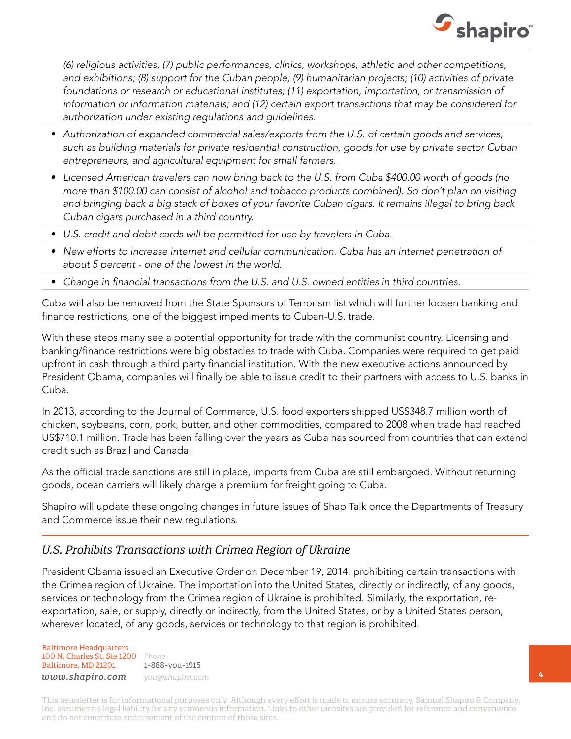*(6) religious activities; (7) public performances, clinics, workshops, athletic and other competitions, and exhibitions; (8) support for the Cuban people; (9) humanitarian projects; (10) activities of private foundations or research or educational institutes; (11) exportation, importation, or transmission of information or information materials; and (12) certain export transactions that may be considered for authorization under existing regulations and guidelines.*

- *Authorization of expanded commercial sales/exports from the U.S. of certain goods and services, such as building materials for private residential construction, goods for use by private sector Cuban entrepreneurs, and agricultural equipment for small farmers.*
- *Licensed American travelers can now bring back to the U.S. from Cuba $400.00 worth of goods (no more than $100.00 can consist of alcohol and tobacco products combined). So don't plan on visiting and bringing back a big stack of boxes of your favorite Cuban cigars. It remains illegal to bring back Cuban cigars purchased in a third country.*
- *U.S. credit and debit cards will be permitted for use by travelers in Cuba.*
- *New efforts to increase internet and cellular communication. Cuba has an internet penetration of about 5 percent - one of the lowest in the world.*
- *Change in financial transactions from the U.S. and U.S. owned entities in third countries.*

Cuba will also be removed from the State Sponsors of Terrorism list which will further loosen banking and finance restrictions, one of the biggest impediments to Cuban-U.S. trade.

With these steps many see a potential opportunity for trade with the communist country. Licensing and banking/finance restrictions were big obstacles to trade with Cuba. Companies were required to get paid upfront in cash through a third party financial institution. With the new executive actions announced by President Obama, companies will finally be able to issue credit to their partners with access to U.S. banks in Cuba.

In 2013, according to the Journal of Commerce, U.S. food exporters shipped US$348.7 million worth of chicken, soybeans, corn, pork, butter, and other commodities, compared to 2008 when trade had reached US$710.1 million. Trade has been falling over the years as Cuba has sourced from countries that can extend credit such as Brazil and Canada.

As the official trade sanctions are still in place, imports from Cuba are still embargoed. Without returning goods, ocean carriers will likely charge a premium for freight going to Cuba.

Shapiro will update these ongoing changes in future issues of Shap Talk once the Departments of Treasury and Commerce issue their new regulations.

## *U.S. Prohibits Transactions with Crimea Region of Ukraine*

President Obama issued an Executive Order on December 19, 2014, prohibiting certain transactions with the Crimea region of Ukraine. The importation into the United States, directly or indirectly, of any goods, services or technology from the Crimea region of Ukraine is prohibited. Similarly, the exportation, re-exportation, sale, or supply, directly or indirectly, from the United States, or by a United States person, wherever located, of any goods, services or technology to that region is prohibited.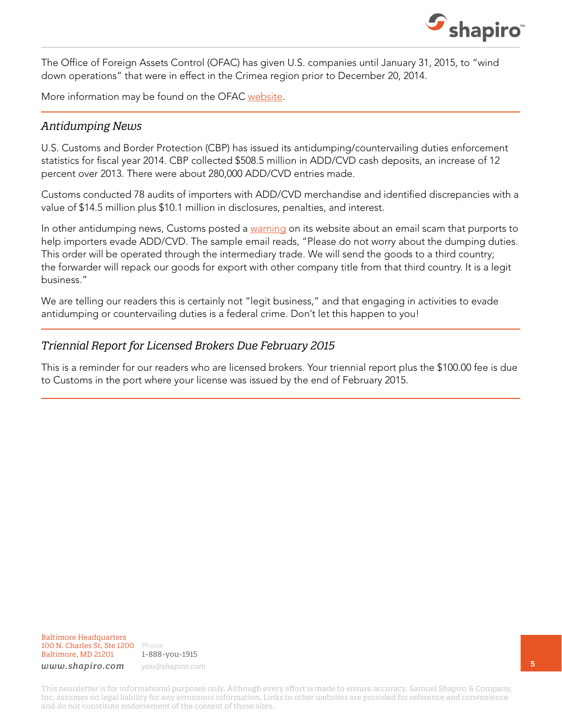The Office of Foreign Assets Control (OFAC) has given U.S. companies until January 31, 2015, to "wind down operations" that were in effect in the Crimea region prior to December 20, 2014.

More information may be found on the OFAC website.

## *Antidumping News*

U.S. Customs and Border Protection (CBP) has issued its antidumping/countervailing duties enforcement statistics for fiscal year 2014. CBP collected $508.5 million in ADD/CVD cash deposits, an increase of 12 percent over 2013. There were about 280,000 ADD/CVD entries made.

Customs conducted 78 audits of importers with ADD/CVD merchandise and identified discrepancies with a value of $14.5 million plus $10.1 million in disclosures, penalties, and interest.

In other antidumping news, Customs posted a warning on its website about an email scam that purports to help importers evade ADD/CVD. The sample email reads, "Please do not worry about the dumping duties. This order will be operated through the intermediary trade. We will send the goods to a third country; the forwarder will repack our goods for export with other company title from that third country. It is a legit business."

We are telling our readers this is certainly not "legit business," and that engaging in activities to evade antidumping or countervailing duties is a federal crime. Don't let this happen to you!

## *Triennial Report for Licensed Brokers Due February 2015*

This is a reminder for our readers who are licensed brokers. Your triennial report plus the $100.00 fee is due to Customs in the port where your license was issued by the end of February 2015.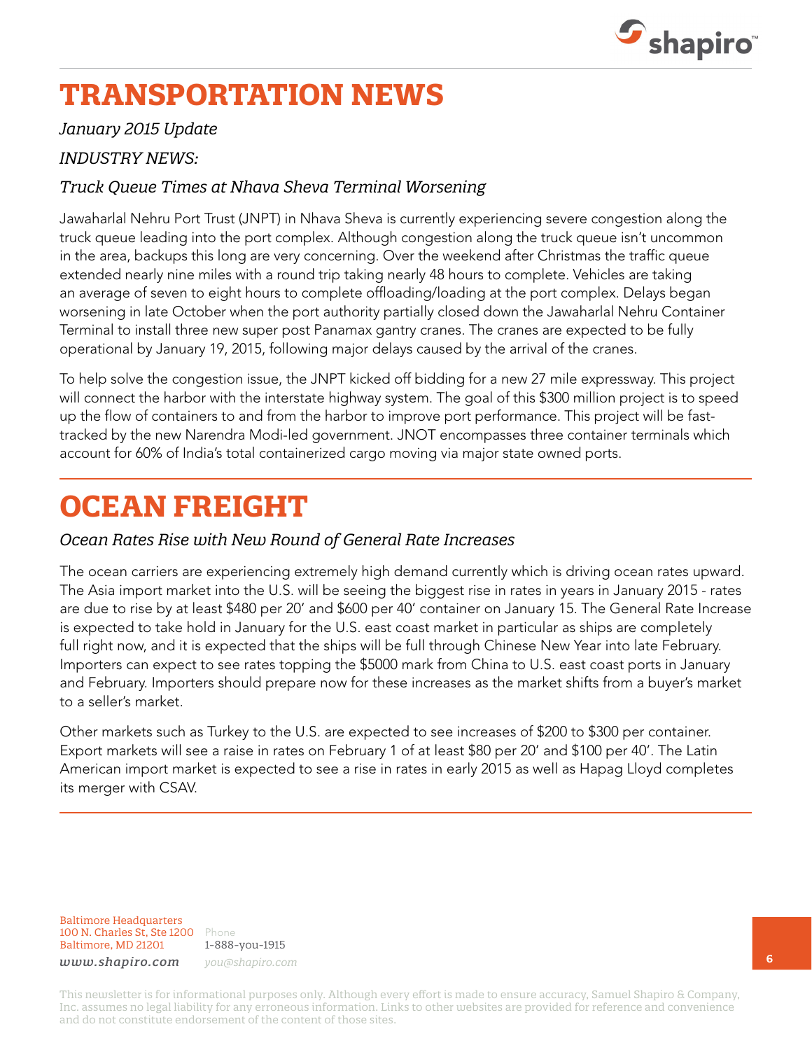# TRANSPORTATION NEWS

*January 2015 Update*

*INDUSTRY NEWS:*

### *Truck Queue Times at Nhava Sheva Terminal Worsening*

Jawaharlal Nehru Port Trust (JNPT) in Nhava Sheva is currently experiencing severe congestion along the truck queue leading into the port complex. Although congestion along the truck queue isn't uncommon in the area, backups this long are very concerning. Over the weekend after Christmas the traffic queue extended nearly nine miles with a round trip taking nearly 48 hours to complete. Vehicles are taking an average of seven to eight hours to complete offloading/loading at the port complex. Delays began worsening in late October when the port authority partially closed down the Jawaharlal Nehru Container Terminal to install three new super post Panamax gantry cranes. The cranes are expected to be fully operational by January 19, 2015, following major delays caused by the arrival of the cranes.

To help solve the congestion issue, the JNPT kicked off bidding for a new 27 mile expressway. This project will connect the harbor with the interstate highway system. The goal of this $300 million project is to speed up the flow of containers to and from the harbor to improve port performance. This project will be fast-tracked by the new Narendra Modi-led government. JNOT encompasses three container terminals which account for 60% of India's total containerized cargo moving via major state owned ports.

# OCEAN FREIGHT

### *Ocean Rates Rise with New Round of General Rate Increases*

The ocean carriers are experiencing extremely high demand currently which is driving ocean rates upward. The Asia import market into the U.S. will be seeing the biggest rise in rates in years in January 2015 - rates are due to rise by at least $480 per 20' and $600 per 40' container on January 15. The General Rate Increase is expected to take hold in January for the U.S. east coast market in particular as ships are completely full right now, and it is expected that the ships will be full through Chinese New Year into late February. Importers can expect to see rates topping the $5000 mark from China to U.S. east coast ports in January and February. Importers should prepare now for these increases as the market shifts from a buyer's market to a seller's market.

Other markets such as Turkey to the U.S. are expected to see increases of $200 to $300 per container. Export markets will see a raise in rates on February 1 of at least $80 per 20' and $100 per 40'. The Latin American import market is expected to see a rise in rates in early 2015 as well as Hapag Lloyd completes its merger with CSAV.

Baltimore Headquarters
100 N. Charles St, Ste 1200
Baltimore, MD 21201
*www.shapiro.com*

Phone
1-888-you-1915
*you@shapiro.com*

This newsletter is for informational purposes only. Although every effort is made to ensure accuracy, Samuel Shapiro & Company, Inc. assumes no legal liability for any erroneous information. Links to other websites are provided for reference and convenience and do not constitute endorsement of the content of those sites.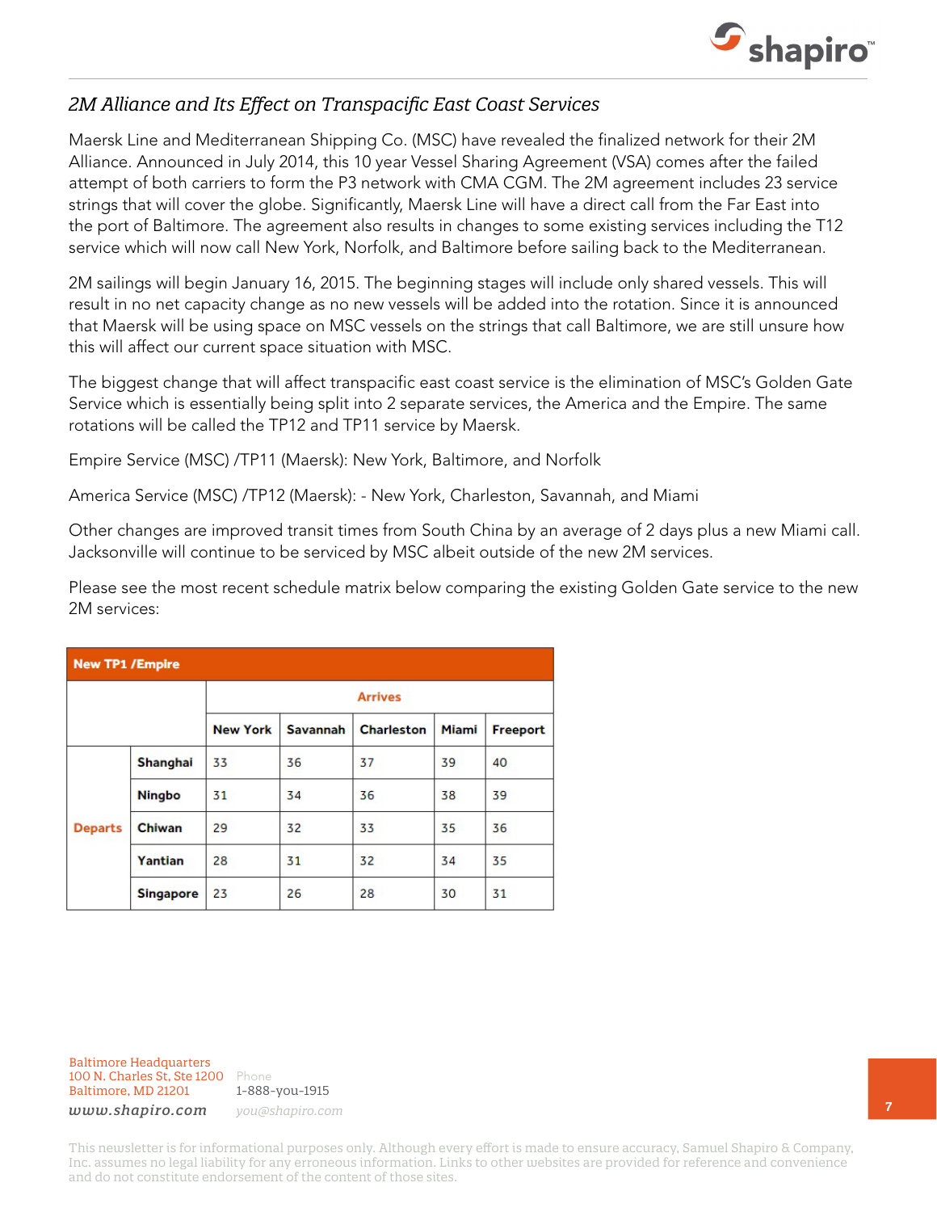## *2M Alliance and Its Effect on Transpacific East Coast Services*

Maersk Line and Mediterranean Shipping Co. (MSC) have revealed the finalized network for their 2M Alliance. Announced in July 2014, this 10 year Vessel Sharing Agreement (VSA) comes after the failed attempt of both carriers to form the P3 network with CMA CGM. The 2M agreement includes 23 service strings that will cover the globe. Significantly, Maersk Line will have a direct call from the Far East into the port of Baltimore. The agreement also results in changes to some existing services including the T12 service which will now call New York, Norfolk, and Baltimore before sailing back to the Mediterranean.

2M sailings will begin January 16, 2015. The beginning stages will include only shared vessels. This will result in no net capacity change as no new vessels will be added into the rotation. Since it is announced that Maersk will be using space on MSC vessels on the strings that call Baltimore, we are still unsure how this will affect our current space situation with MSC.

The biggest change that will affect transpacific east coast service is the elimination of MSC's Golden Gate Service which is essentially being split into 2 separate services, the America and the Empire. The same rotations will be called the TP12 and TP11 service by Maersk.

Empire Service (MSC) /TP11 (Maersk): New York, Baltimore, and Norfolk

America Service (MSC) /TP12 (Maersk): - New York, Charleston, Savannah, and Miami

Other changes are improved transit times from South China by an average of 2 days plus a new Miami call. Jacksonville will continue to be serviced by MSC albeit outside of the new 2M services.

Please see the most recent schedule matrix below comparing the existing Golden Gate service to the new 2M services:

| **New TP1 /Empire** | | | | | | |
|---|---|---|---|---|---|---|
| | | **Arrives** | | | | |
| | | **New York** | **Savannah** | **Charleston** | **Miami** | **Freeport** |
| **Departs** | **Shanghai** | 33 | 36 | 37 | 39 | 40 |
| | **Ningbo** | 31 | 34 | 36 | 38 | 39 |
| | **Chiwan** | 29 | 32 | 33 | 35 | 36 |
| | **Yantian** | 28 | 31 | 32 | 34 | 35 |
| | **Singapore** | 23 | 26 | 28 | 30 | 31 |

Baltimore Headquarters
100 N. Charles St, Ste 1200
Baltimore, MD 21201
*www.shapiro.com*

Phone
1-888-you-1915
*you@shapiro.com*

This newsletter is for informational purposes only. Although every effort is made to ensure accuracy, Samuel Shapiro & Company, Inc. assumes no legal liability for any erroneous information. Links to other websites are provided for reference and convenience and do not constitute endorsement of the content of those sites.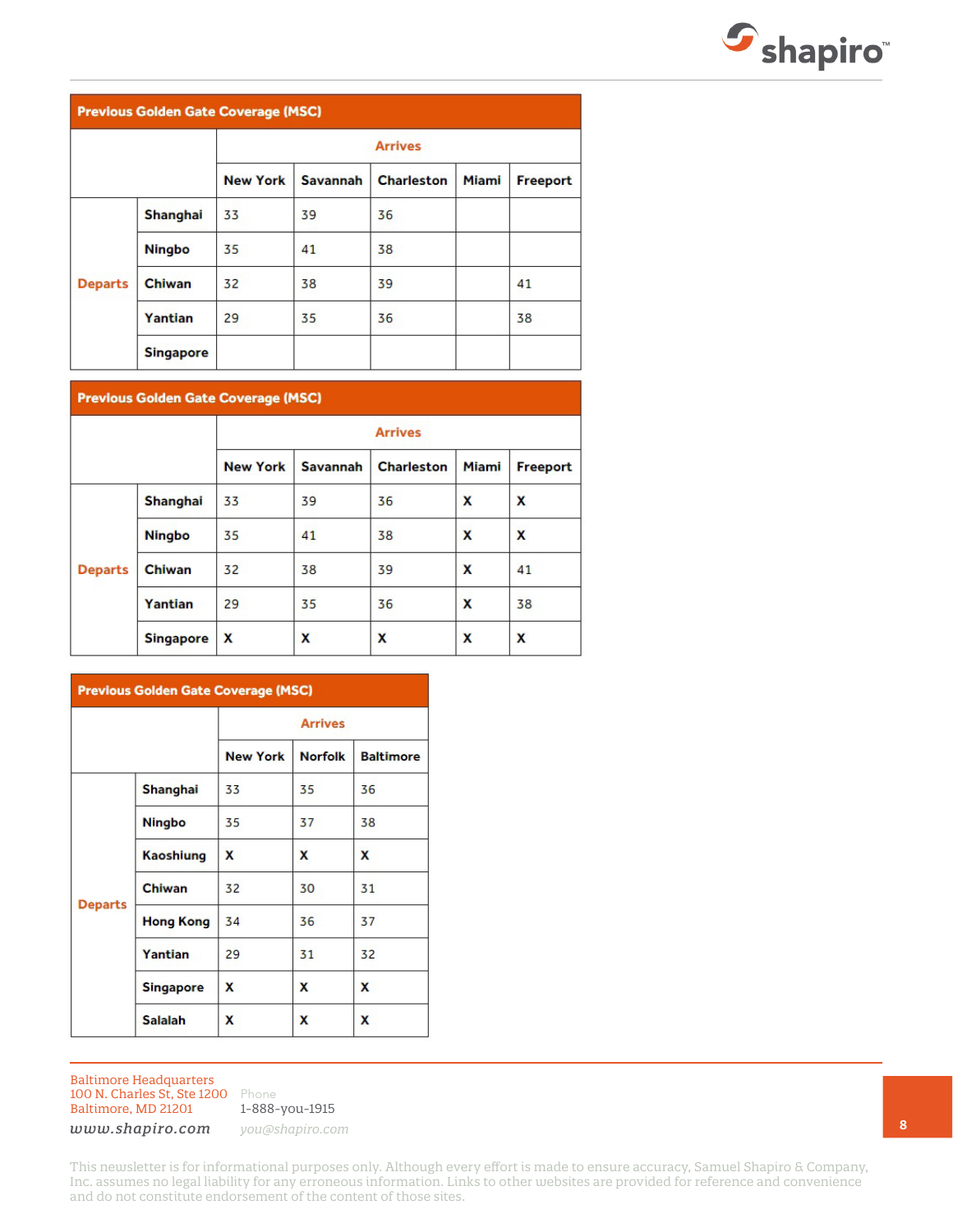**Previous Golden Gate Coverage (MSC)**

| | | Arrives | | | | |
|---|---|---|---|---|---|---|
| | | New York | Savannah | Charleston | Miami | Freeport |
| Departs | Shanghai | 33 | 39 | 36 | | |
| | Ningbo | 35 | 41 | 38 | | |
| | Chiwan | 32 | 38 | 39 | | 41 |
| | Yantian | 29 | 35 | 36 | | 38 |
| | Singapore | | | | | |

**Previous Golden Gate Coverage (MSC)**

| | | Arrives | | | | |
|---|---|---|---|---|---|---|
| | | New York | Savannah | Charleston | Miami | Freeport |
| Departs | Shanghai | 33 | 39 | 36 | X | X |
| | Ningbo | 35 | 41 | 38 | X | X |
| | Chiwan | 32 | 38 | 39 | X | 41 |
| | Yantian | 29 | 35 | 36 | X | 38 |
| | Singapore | X | X | X | X | X |

**Previous Golden Gate Coverage (MSC)**

| | | Arrives | | |
|---|---|---|---|---|
| | | New York | Norfolk | Baltimore |
| Departs | Shanghai | 33 | 35 | 36 |
| | Ningbo | 35 | 37 | 38 |
| | Kaoshiung | X | X | X |
| | Chiwan | 32 | 30 | 31 |
| | Hong Kong | 34 | 36 | 37 |
| | Yantian | 29 | 31 | 32 |
| | Singapore | X | X | X |
| | Salalah | X | X | X |

Baltimore Headquarters
100 N. Charles St, Ste 1200
Baltimore, MD 21201
*www.shapiro.com*

Phone
1-888-you-1915
*you@shapiro.com*

This newsletter is for informational purposes only. Although every effort is made to ensure accuracy, Samuel Shapiro & Company, Inc. assumes no legal liability for any erroneous information. Links to other websites are provided for reference and convenience and do not constitute endorsement of the content of those sites.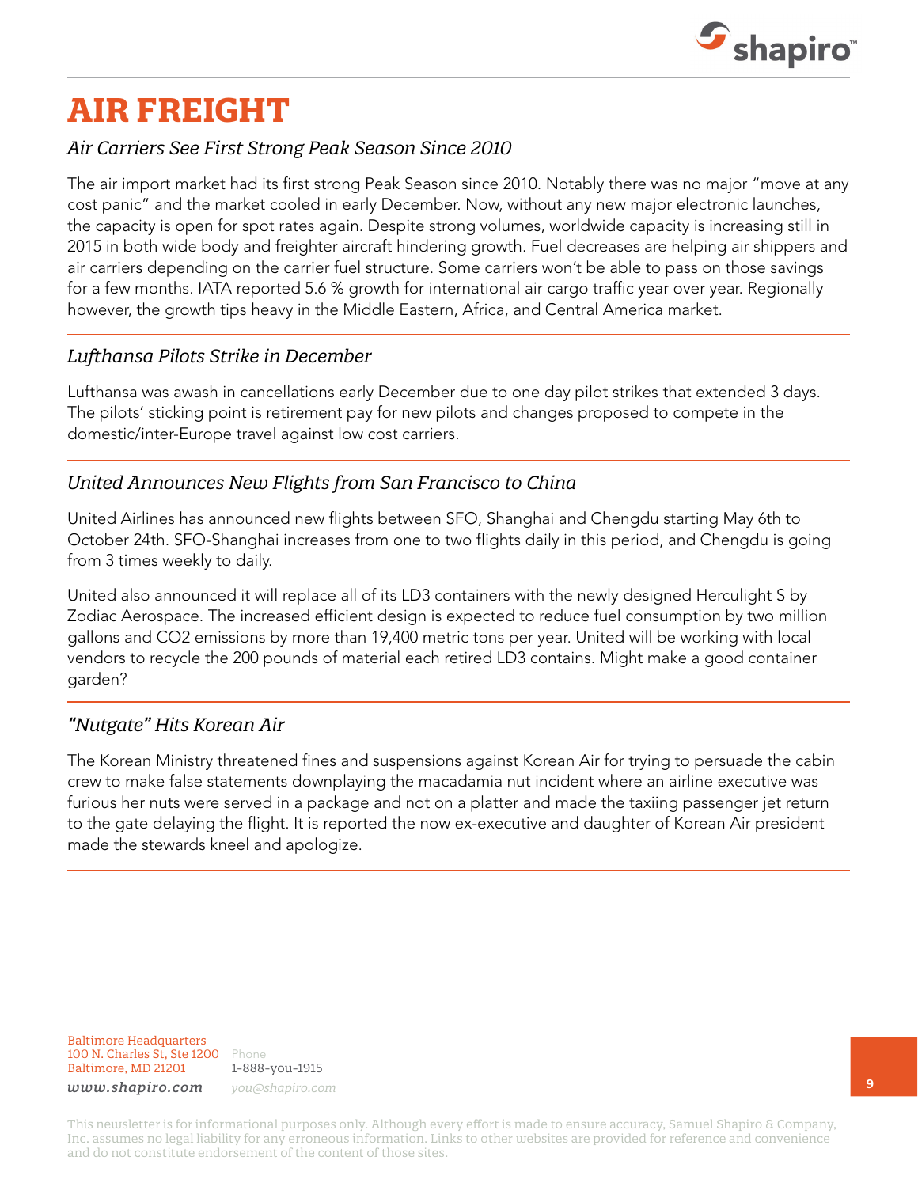# AIR FREIGHT

## *Air Carriers See First Strong Peak Season Since 2010*

The air import market had its first strong Peak Season since 2010. Notably there was no major "move at any cost panic" and the market cooled in early December. Now, without any new major electronic launches, the capacity is open for spot rates again. Despite strong volumes, worldwide capacity is increasing still in 2015 in both wide body and freighter aircraft hindering growth. Fuel decreases are helping air shippers and air carriers depending on the carrier fuel structure. Some carriers won't be able to pass on those savings for a few months. IATA reported 5.6 % growth for international air cargo traffic year over year. Regionally however, the growth tips heavy in the Middle Eastern, Africa, and Central America market.

## *Lufthansa Pilots Strike in December*

Lufthansa was awash in cancellations early December due to one day pilot strikes that extended 3 days. The pilots' sticking point is retirement pay for new pilots and changes proposed to compete in the domestic/inter-Europe travel against low cost carriers.

## *United Announces New Flights from San Francisco to China*

United Airlines has announced new flights between SFO, Shanghai and Chengdu starting May 6th to October 24th. SFO-Shanghai increases from one to two flights daily in this period, and Chengdu is going from 3 times weekly to daily.

United also announced it will replace all of its LD3 containers with the newly designed Herculight S by Zodiac Aerospace. The increased efficient design is expected to reduce fuel consumption by two million gallons and $CO_2$ emissions by more than 19,400 metric tons per year. United will be working with local vendors to recycle the 200 pounds of material each retired LD3 contains. Might make a good container garden?

## *"Nutgate" Hits Korean Air*

The Korean Ministry threatened fines and suspensions against Korean Air for trying to persuade the cabin crew to make false statements downplaying the macadamia nut incident where an airline executive was furious her nuts were served in a package and not on a platter and made the taxiing passenger jet return to the gate delaying the flight. It is reported the now ex-executive and daughter of Korean Air president made the stewards kneel and apologize.

Baltimore Headquarters
100 N. Charles St, Ste 1200
Baltimore, MD 21201

Phone
1-888-you-1915

*www.shapiro.com* *you@shapiro.com*

This newsletter is for informational purposes only. Although every effort is made to ensure accuracy, Samuel Shapiro & Company, Inc. assumes no legal liability for any erroneous information. Links to other websites are provided for reference and convenience and do not constitute endorsement of the content of those sites.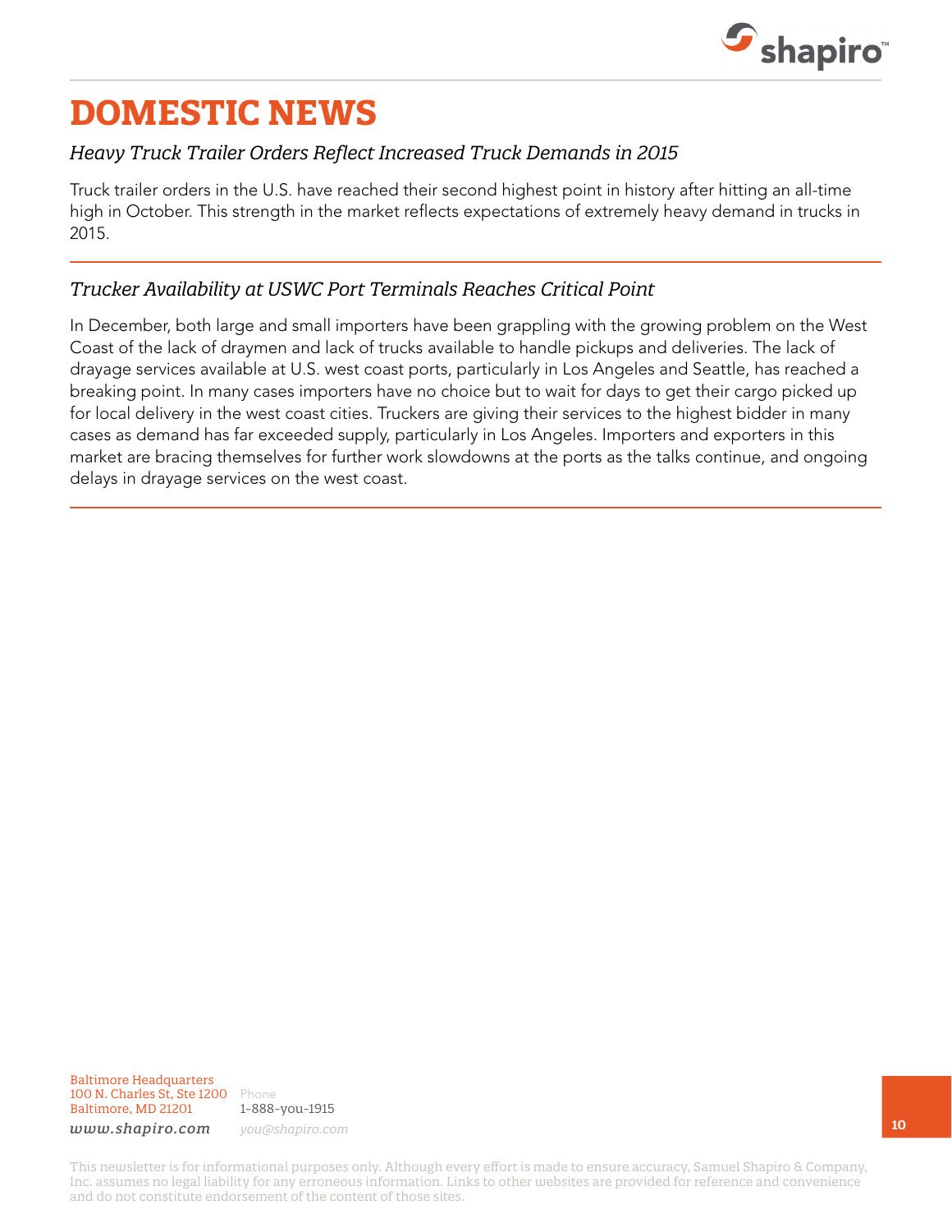# DOMESTIC NEWS

### *Heavy Truck Trailer Orders Reflect Increased Truck Demands in 2015*

Truck trailer orders in the U.S. have reached their second highest point in history after hitting an all-time high in October. This strength in the market reflects expectations of extremely heavy demand in trucks in 2015.

---

### *Trucker Availability at USWC Port Terminals Reaches Critical Point*

In December, both large and small importers have been grappling with the growing problem on the West Coast of the lack of draymen and lack of trucks available to handle pickups and deliveries. The lack of drayage services available at U.S. west coast ports, particularly in Los Angeles and Seattle, has reached a breaking point. In many cases importers have no choice but to wait for days to get their cargo picked up for local delivery in the west coast cities. Truckers are giving their services to the highest bidder in many cases as demand has far exceeded supply, particularly in Los Angeles. Importers and exporters in this market are bracing themselves for further work slowdowns at the ports as the talks continue, and ongoing delays in drayage services on the west coast.

---

Baltimore Headquarters
100 N. Charles St, Ste 1200
Baltimore, MD 21201

Phone
1-888-you-1915

*www.shapiro.com*

*you@shapiro.com*

This newsletter is for informational purposes only. Although every effort is made to ensure accuracy, Samuel Shapiro & Company, Inc. assumes no legal liability for any erroneous information. Links to other websites are provided for reference and convenience and do not constitute endorsement of the content of those sites.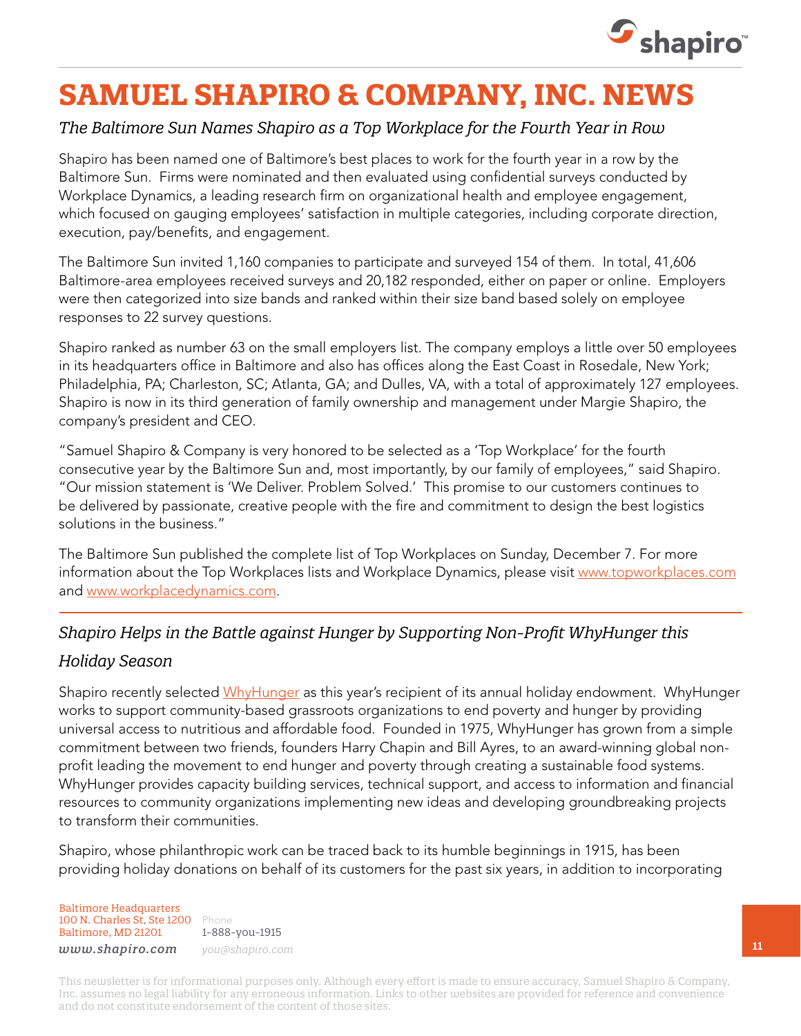# SAMUEL SHAPIRO & COMPANY, INC. NEWS

*The Baltimore Sun Names Shapiro as a Top Workplace for the Fourth Year in Row*

Shapiro has been named one of Baltimore's best places to work for the fourth year in a row by the Baltimore Sun. Firms were nominated and then evaluated using confidential surveys conducted by Workplace Dynamics, a leading research firm on organizational health and employee engagement, which focused on gauging employees' satisfaction in multiple categories, including corporate direction, execution, pay/benefits, and engagement.

The Baltimore Sun invited 1,160 companies to participate and surveyed 154 of them. In total, 41,606 Baltimore-area employees received surveys and 20,182 responded, either on paper or online. Employers were then categorized into size bands and ranked within their size band based solely on employee responses to 22 survey questions.

Shapiro ranked as number 63 on the small employers list. The company employs a little over 50 employees in its headquarters office in Baltimore and also has offices along the East Coast in Rosedale, New York; Philadelphia, PA; Charleston, SC; Atlanta, GA; and Dulles, VA, with a total of approximately 127 employees. Shapiro is now in its third generation of family ownership and management under Margie Shapiro, the company's president and CEO.

"Samuel Shapiro & Company is very honored to be selected as a 'Top Workplace' for the fourth consecutive year by the Baltimore Sun and, most importantly, by our family of employees," said Shapiro. "Our mission statement is 'We Deliver. Problem Solved.' This promise to our customers continues to be delivered by passionate, creative people with the fire and commitment to design the best logistics solutions in the business."

The Baltimore Sun published the complete list of Top Workplaces on Sunday, December 7. For more information about the Top Workplaces lists and Workplace Dynamics, please visit www.topworkplaces.com and www.workplacedynamics.com.

---

*Shapiro Helps in the Battle against Hunger by Supporting Non-Profit WhyHunger this Holiday Season*

Shapiro recently selected WhyHunger as this year's recipient of its annual holiday endowment. WhyHunger works to support community-based grassroots organizations to end poverty and hunger by providing universal access to nutritious and affordable food. Founded in 1975, WhyHunger has grown from a simple commitment between two friends, founders Harry Chapin and Bill Ayres, to an award-winning global non-profit leading the movement to end hunger and poverty through creating a sustainable food systems. WhyHunger provides capacity building services, technical support, and access to information and financial resources to community organizations implementing new ideas and developing groundbreaking projects to transform their communities.

Shapiro, whose philanthropic work can be traced back to its humble beginnings in 1915, has been providing holiday donations on behalf of its customers for the past six years, in addition to incorporating

Baltimore Headquarters
100 N. Charles St, Ste 1200
Baltimore, MD 21201

Phone
1-888-you-1915

*www.shapiro.com*
*you@shapiro.com*

This newsletter is for informational purposes only. Although every effort is made to ensure accuracy, Samuel Shapiro & Company, Inc. assumes no legal liability for any erroneous information. Links to other websites are provided for reference and convenience and do not constitute endorsement of the content of those sites.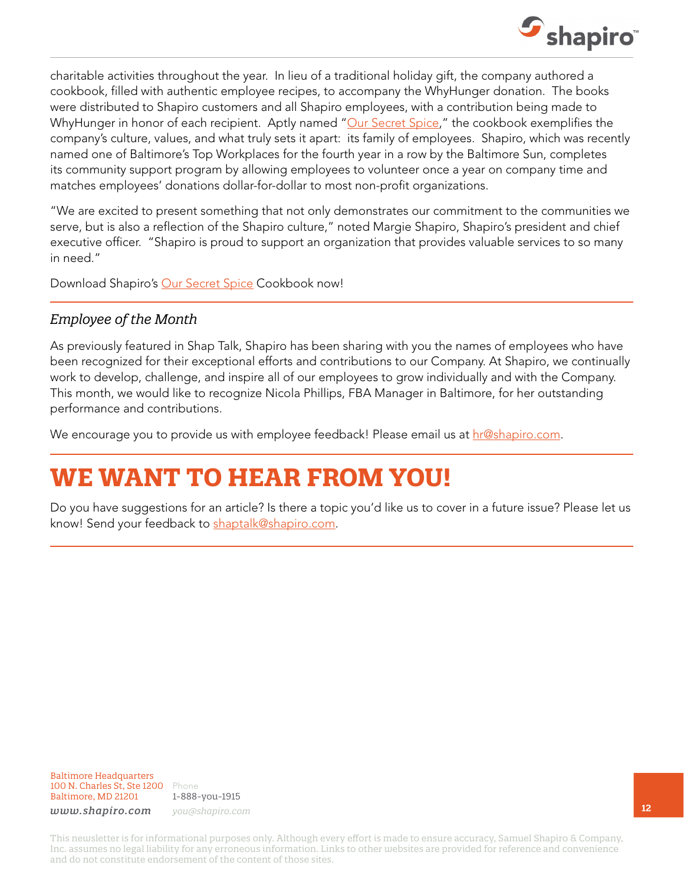charitable activities throughout the year. In lieu of a traditional holiday gift, the company authored a cookbook, filled with authentic employee recipes, to accompany the WhyHunger donation. The books were distributed to Shapiro customers and all Shapiro employees, with a contribution being made to WhyHunger in honor of each recipient. Aptly named "Our Secret Spice," the cookbook exemplifies the company's culture, values, and what truly sets it apart: its family of employees. Shapiro, which was recently named one of Baltimore's Top Workplaces for the fourth year in a row by the Baltimore Sun, completes its community support program by allowing employees to volunteer once a year on company time and matches employees' donations dollar-for-dollar to most non-profit organizations.

"We are excited to present something that not only demonstrates our commitment to the communities we serve, but is also a reflection of the Shapiro culture," noted Margie Shapiro, Shapiro's president and chief executive officer. "Shapiro is proud to support an organization that provides valuable services to so many in need."

Download Shapiro's Our Secret Spice Cookbook now!

### *Employee of the Month*

As previously featured in Shap Talk, Shapiro has been sharing with you the names of employees who have been recognized for their exceptional efforts and contributions to our Company. At Shapiro, we continually work to develop, challenge, and inspire all of our employees to grow individually and with the Company. This month, we would like to recognize Nicola Phillips, FBA Manager in Baltimore, for her outstanding performance and contributions.

We encourage you to provide us with employee feedback! Please email us at hr@shapiro.com.

## WE WANT TO HEAR FROM YOU!

Do you have suggestions for an article? Is there a topic you'd like us to cover in a future issue? Please let us know! Send your feedback to shaptalk@shapiro.com.

Baltimore Headquarters
100 N. Charles St, Ste 1200
Baltimore, MD 21201
*www.shapiro.com*

Phone
1-888-you-1915
*you@shapiro.com*

This newsletter is for informational purposes only. Although every effort is made to ensure accuracy, Samuel Shapiro & Company, Inc. assumes no legal liability for any erroneous information. Links to other websites are provided for reference and convenience and do not constitute endorsement of the content of those sites.